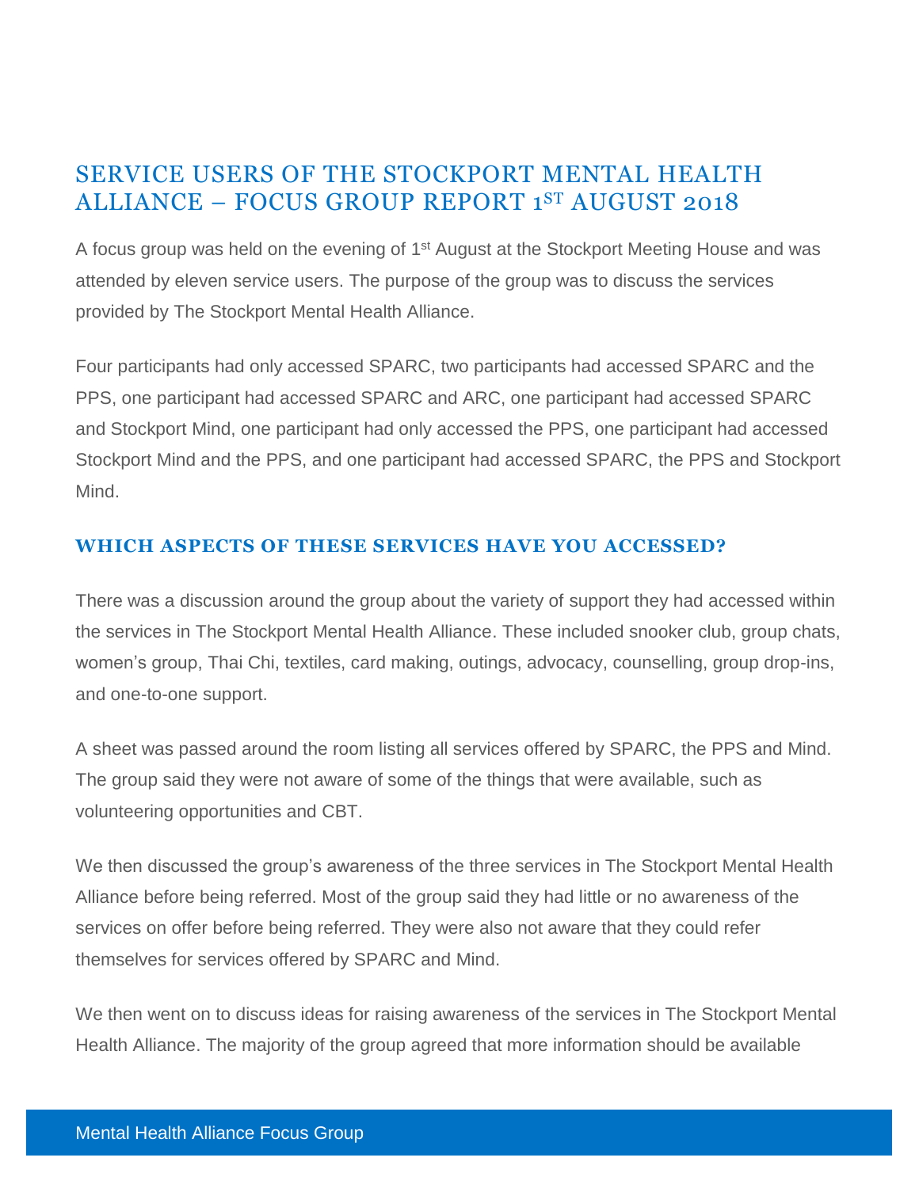# SERVICE USERS OF THE STOCKPORT MENTAL HEALTH ALLIANCE – FOCUS GROUP REPORT 1ST AUGUST 2018

A focus group was held on the evening of 1st August at the Stockport Meeting House and was attended by eleven service users. The purpose of the group was to discuss the services provided by The Stockport Mental Health Alliance.

Four participants had only accessed SPARC, two participants had accessed SPARC and the PPS, one participant had accessed SPARC and ARC, one participant had accessed SPARC and Stockport Mind, one participant had only accessed the PPS, one participant had accessed Stockport Mind and the PPS, and one participant had accessed SPARC, the PPS and Stockport Mind.

## WHICH ASPECTS OF THESE SERVICES HAVE YOU ACCESSED?

There was a discussion around the group about the variety of support they had accessed within the services in The Stockport Mental Health Alliance. These included snooker club, group chats, women's group, Thai Chi, textiles, card making, outings, advocacy, counselling, group drop-ins, and one-to-one support.

A sheet was passed around the room listing all services offered by SPARC, the PPS and Mind. The group said they were not aware of some of the things that were available, such as volunteering opportunities and CBT.

We then discussed the group's awareness of the three services in The Stockport Mental Health Alliance before being referred. Most of the group said they had little or no awareness of the services on offer before being referred. They were also not aware that they could refer themselves for services offered by SPARC and Mind.

We then went on to discuss ideas for raising awareness of the services in The Stockport Mental Health Alliance. The majority of the group agreed that more information should be available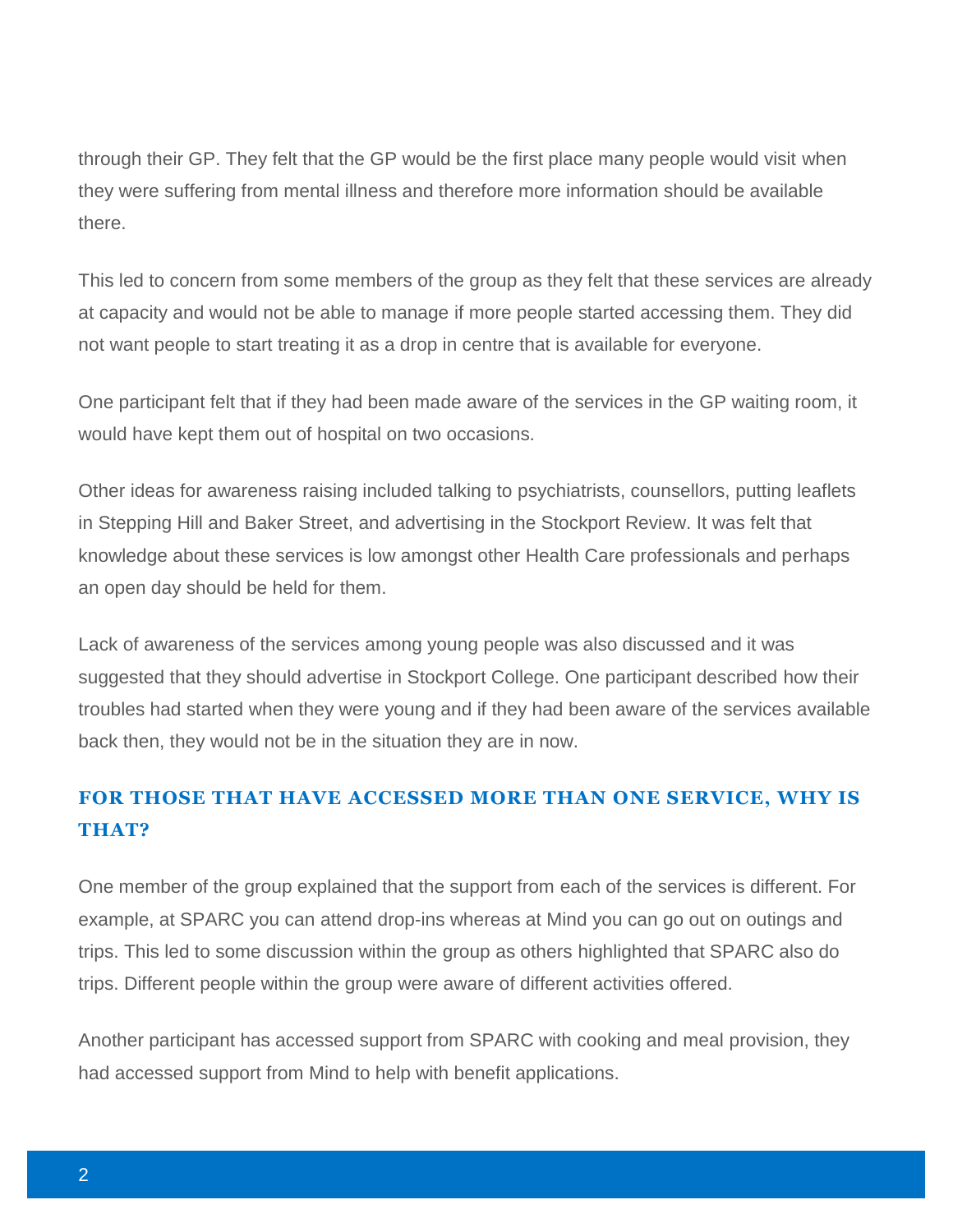through their GP. They felt that the GP would be the first place many people would visit when they were suffering from mental illness and therefore more information should be available there.

This led to concern from some members of the group as they felt that these services are already at capacity and would not be able to manage if more people started accessing them. They did not want people to start treating it as a drop in centre that is available for everyone.

One participant felt that if they had been made aware of the services in the GP waiting room, it would have kept them out of hospital on two occasions.

Other ideas for awareness raising included talking to psychiatrists, counsellors, putting leaflets in Stepping Hill and Baker Street, and advertising in the Stockport Review. It was felt that knowledge about these services is low amongst other Health Care professionals and perhaps an open day should be held for them.

Lack of awareness of the services among young people was also discussed and it was suggested that they should advertise in Stockport College. One participant described how their troubles had started when they were young and if they had been aware of the services available back then, they would not be in the situation they are in now.

## FOR THOSE THAT HAVE ACCESSED MORE THAN ONE SERVICE, WHY IS THAT?

One member of the group explained that the support from each of the services is different. For example, at SPARC you can attend drop-ins whereas at Mind you can go out on outings and trips. This led to some discussion within the group as others highlighted that SPARC also do trips. Different people within the group were aware of different activities offered.

Another participant has accessed support from SPARC with cooking and meal provision, they had accessed support from Mind to help with benefit applications.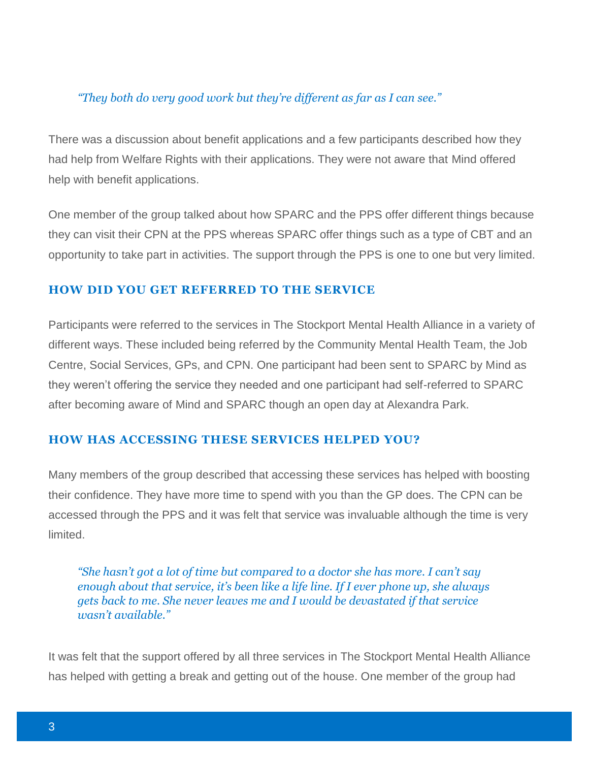> *"They both do very good work but they're different as far as I can see."*

There was a discussion about benefit applications and a few participants described how they had help from Welfare Rights with their applications. They were not aware that Mind offered help with benefit applications.

One member of the group talked about how SPARC and the PPS offer different things because they can visit their CPN at the PPS whereas SPARC offer things such as a type of CBT and an opportunity to take part in activities. The support through the PPS is one to one but very limited.

## HOW DID YOU GET REFERRED TO THE SERVICE

Participants were referred to the services in The Stockport Mental Health Alliance in a variety of different ways. These included being referred by the Community Mental Health Team, the Job Centre, Social Services, GPs, and CPN. One participant had been sent to SPARC by Mind as they weren't offering the service they needed and one participant had self-referred to SPARC after becoming aware of Mind and SPARC though an open day at Alexandra Park.

## HOW HAS ACCESSING THESE SERVICES HELPED YOU?

Many members of the group described that accessing these services has helped with boosting their confidence. They have more time to spend with you than the GP does. The CPN can be accessed through the PPS and it was felt that service was invaluable although the time is very limited.

> *"She hasn't got a lot of time but compared to a doctor she has more. I can't say enough about that service, it's been like a life line. If I ever phone up, she always gets back to me. She never leaves me and I would be devastated if that service wasn't available."*

It was felt that the support offered by all three services in The Stockport Mental Health Alliance has helped with getting a break and getting out of the house. One member of the group had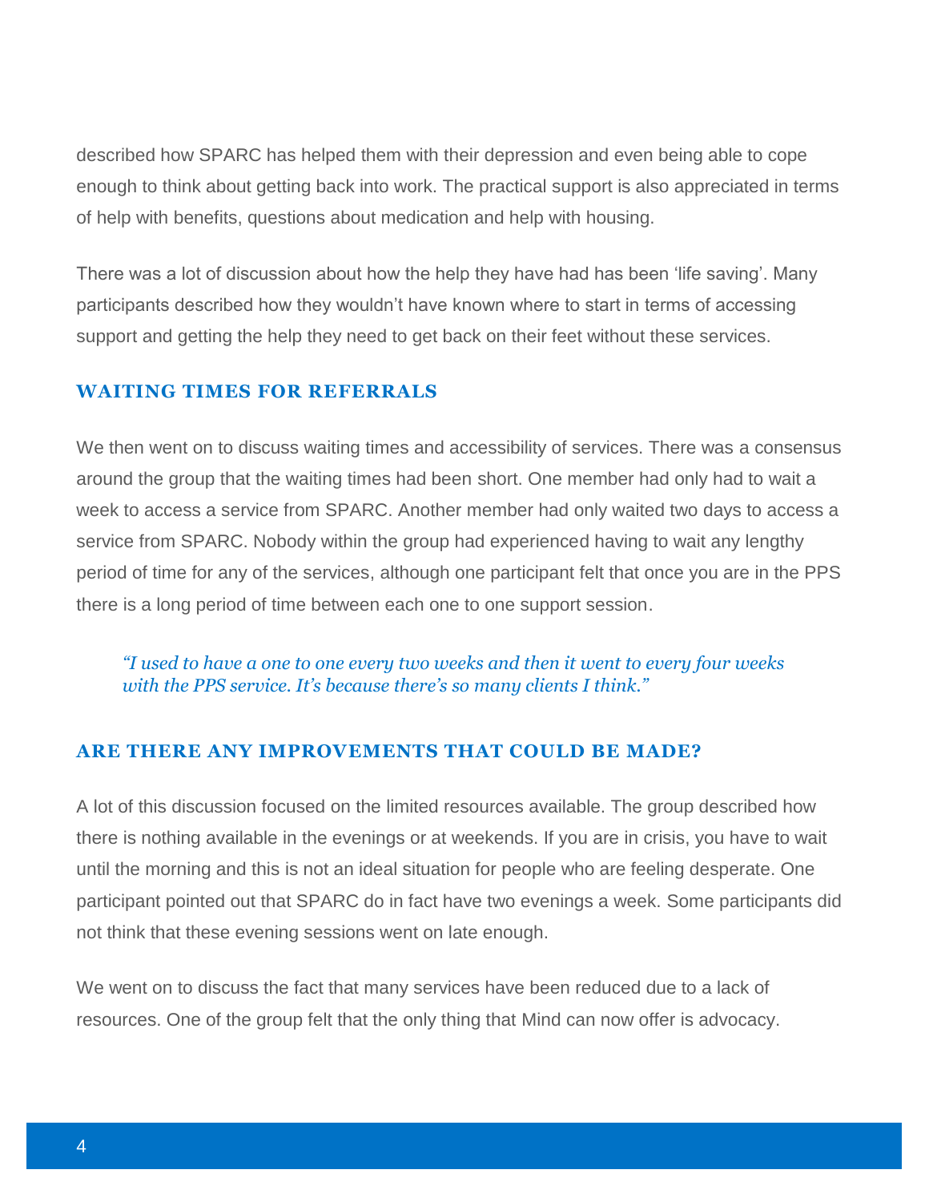described how SPARC has helped them with their depression and even being able to cope enough to think about getting back into work. The practical support is also appreciated in terms of help with benefits, questions about medication and help with housing.

There was a lot of discussion about how the help they have had has been 'life saving'. Many participants described how they wouldn't have known where to start in terms of accessing support and getting the help they need to get back on their feet without these services.

## WAITING TIMES FOR REFERRALS

We then went on to discuss waiting times and accessibility of services. There was a consensus around the group that the waiting times had been short. One member had only had to wait a week to access a service from SPARC. Another member had only waited two days to access a service from SPARC. Nobody within the group had experienced having to wait any lengthy period of time for any of the services, although one participant felt that once you are in the PPS there is a long period of time between each one to one support session.

> *"I used to have a one to one every two weeks and then it went to every four weeks with the PPS service. It's because there's so many clients I think."*

## ARE THERE ANY IMPROVEMENTS THAT COULD BE MADE?

A lot of this discussion focused on the limited resources available. The group described how there is nothing available in the evenings or at weekends. If you are in crisis, you have to wait until the morning and this is not an ideal situation for people who are feeling desperate. One participant pointed out that SPARC do in fact have two evenings a week. Some participants did not think that these evening sessions went on late enough.

We went on to discuss the fact that many services have been reduced due to a lack of resources. One of the group felt that the only thing that Mind can now offer is advocacy.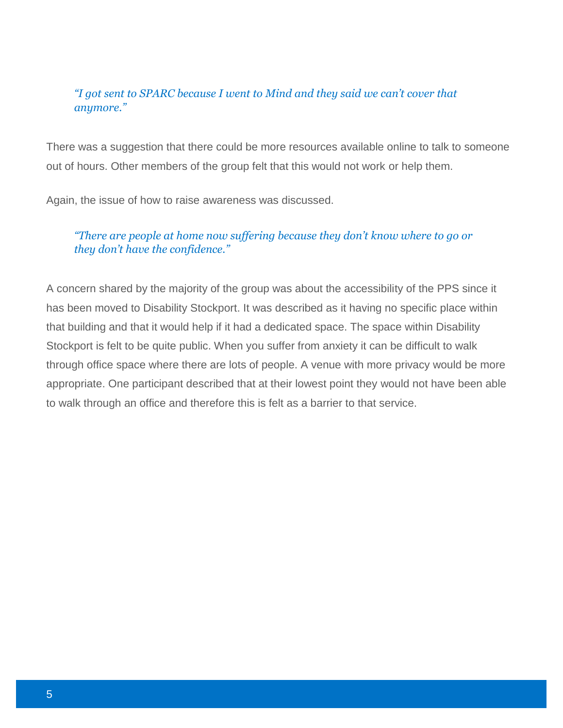> *"I got sent to SPARC because I went to Mind and they said we can't cover that anymore."*

There was a suggestion that there could be more resources available online to talk to someone out of hours. Other members of the group felt that this would not work or help them.

Again, the issue of how to raise awareness was discussed.

> *"There are people at home now suffering because they don't know where to go or they don't have the confidence."*

A concern shared by the majority of the group was about the accessibility of the PPS since it has been moved to Disability Stockport. It was described as it having no specific place within that building and that it would help if it had a dedicated space. The space within Disability Stockport is felt to be quite public. When you suffer from anxiety it can be difficult to walk through office space where there are lots of people. A venue with more privacy would be more appropriate. One participant described that at their lowest point they would not have been able to walk through an office and therefore this is felt as a barrier to that service.